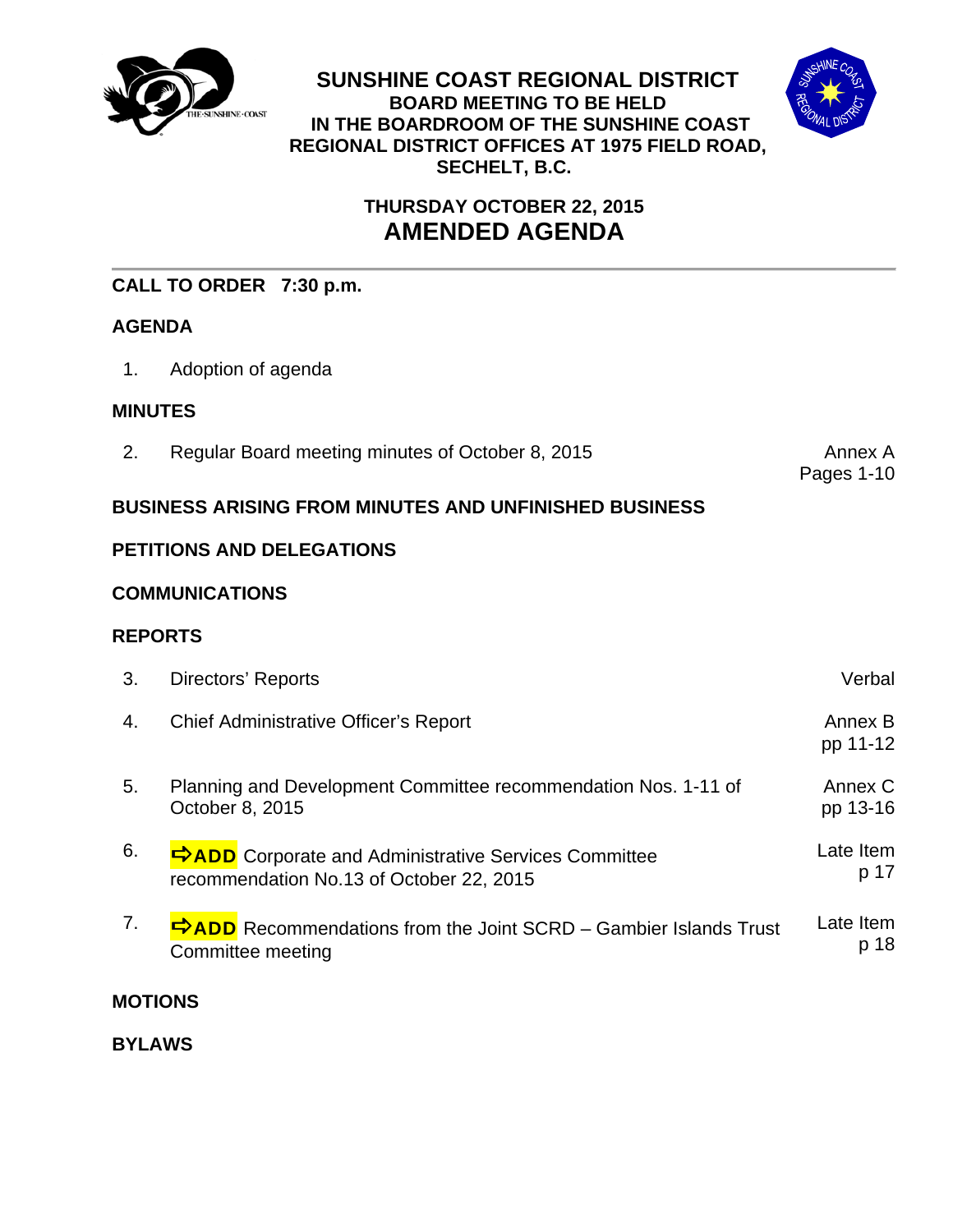# SUNSHINE COAST REGIONAL DISTRICT

**BOARD MEETING TO BE HELD IN THE BOARDROOM OF THE SUNSHINE COAST REGIONAL DISTRICT OFFICES AT 1975 FIELD ROAD, SECHELT, B.C.**

**THURSDAY OCTOBER 22, 2015**

## AMENDED AGENDA

**CALL TO ORDER 7:30 p.m.**

**AGENDA**

| | | |
|---|---|---|
| 1. | Adoption of agenda | |

**MINUTES**

| | | |
|---|---|---|
| 2. | Regular Board meeting minutes of October 8, 2015 | Annex A Pages 1-10 |

**BUSINESS ARISING FROM MINUTES AND UNFINISHED BUSINESS**

**PETITIONS AND DELEGATIONS**

**COMMUNICATIONS**

**REPORTS**

| | | |
|---|---|---|
| 3. | Directors' Reports | Verbal |
| 4. | Chief Administrative Officer's Report | Annex B pp 11-12 |
| 5. | Planning and Development Committee recommendation Nos. 1-11 of October 8, 2015 | Annex C pp 13-16 |
| 6. | ⇨**ADD** Corporate and Administrative Services Committee recommendation No.13 of October 22, 2015 | Late Item p 17 |
| 7. | ⇨**ADD** Recommendations from the Joint SCRD – Gambier Islands Trust Committee meeting | Late Item p 18 |

**MOTIONS**

**BYLAWS**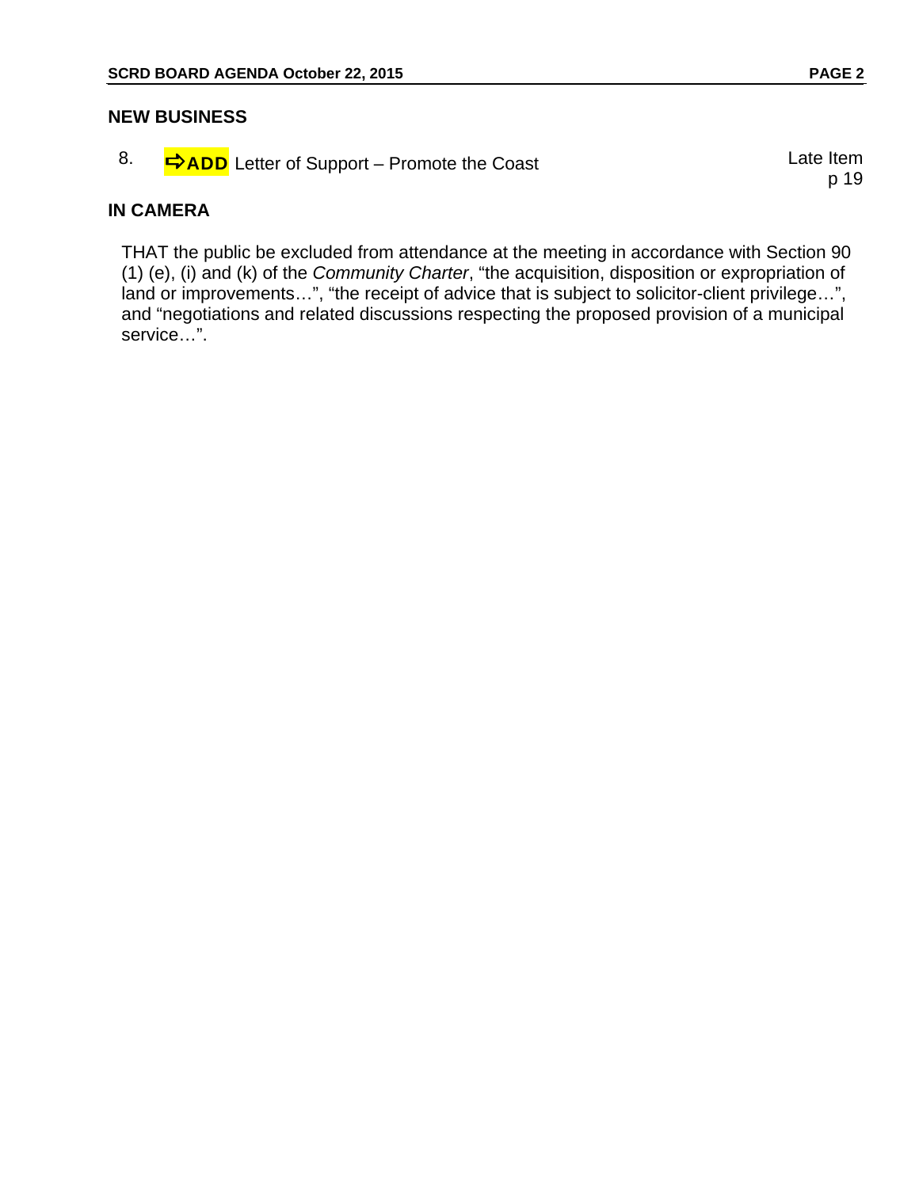## NEW BUSINESS

8. ⇨**ADD** Letter of Support – Promote the Coast — Late Item p 19

## IN CAMERA

THAT the public be excluded from attendance at the meeting in accordance with Section 90 (1) (e), (i) and (k) of the *Community Charter*, "the acquisition, disposition or expropriation of land or improvements…", "the receipt of advice that is subject to solicitor-client privilege…", and "negotiations and related discussions respecting the proposed provision of a municipal service…".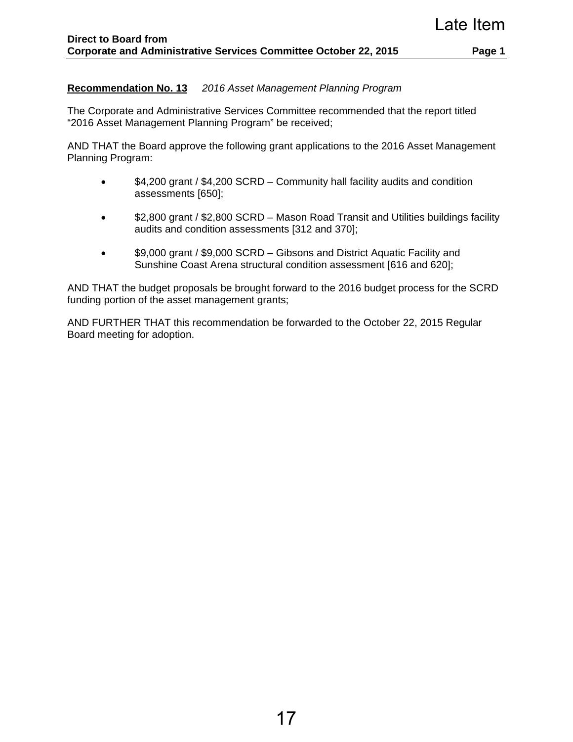Late Item

**Direct to Board from**
**Corporate and Administrative Services Committee October 22, 2015**

**<u>Recommendation No. 13</u>** *2016 Asset Management Planning Program*

The Corporate and Administrative Services Committee recommended that the report titled "2016 Asset Management Planning Program" be received;

AND THAT the Board approve the following grant applications to the 2016 Asset Management Planning Program:

- $4,200 grant / $4,200 SCRD – Community hall facility audits and condition assessments [650];
- $2,800 grant / $2,800 SCRD – Mason Road Transit and Utilities buildings facility audits and condition assessments [312 and 370];
- $9,000 grant / $9,000 SCRD – Gibsons and District Aquatic Facility and Sunshine Coast Arena structural condition assessment [616 and 620];

AND THAT the budget proposals be brought forward to the 2016 budget process for the SCRD funding portion of the asset management grants;

AND FURTHER THAT this recommendation be forwarded to the October 22, 2015 Regular Board meeting for adoption.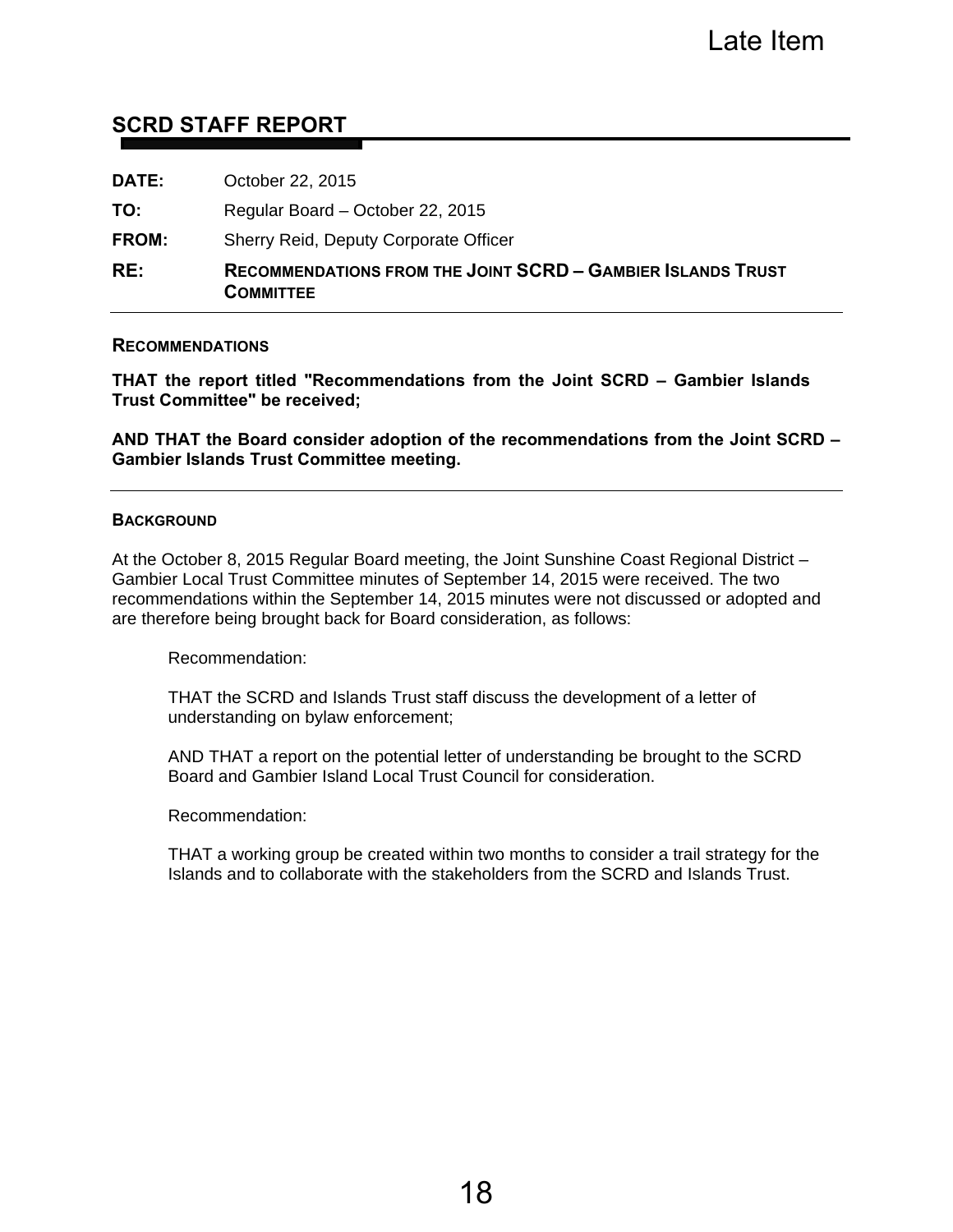Late Item

## SCRD STAFF REPORT

**DATE:** October 22, 2015

**TO:** Regular Board – October 22, 2015

**FROM:** Sherry Reid, Deputy Corporate Officer

**RE:** **RECOMMENDATIONS FROM THE JOINT SCRD – GAMBIER ISLANDS TRUST COMMITTEE**

---

### RECOMMENDATIONS

**THAT the report titled "Recommendations from the Joint SCRD – Gambier Islands Trust Committee" be received;**

**AND THAT the Board consider adoption of the recommendations from the Joint SCRD – Gambier Islands Trust Committee meeting.**

---

### BACKGROUND

At the October 8, 2015 Regular Board meeting, the Joint Sunshine Coast Regional District – Gambier Local Trust Committee minutes of September 14, 2015 were received. The two recommendations within the September 14, 2015 minutes were not discussed or adopted and are therefore being brought back for Board consideration, as follows:

> Recommendation:
>
> THAT the SCRD and Islands Trust staff discuss the development of a letter of understanding on bylaw enforcement;
>
> AND THAT a report on the potential letter of understanding be brought to the SCRD Board and Gambier Island Local Trust Council for consideration.
>
> Recommendation:
>
> THAT a working group be created within two months to consider a trail strategy for the Islands and to collaborate with the stakeholders from the SCRD and Islands Trust.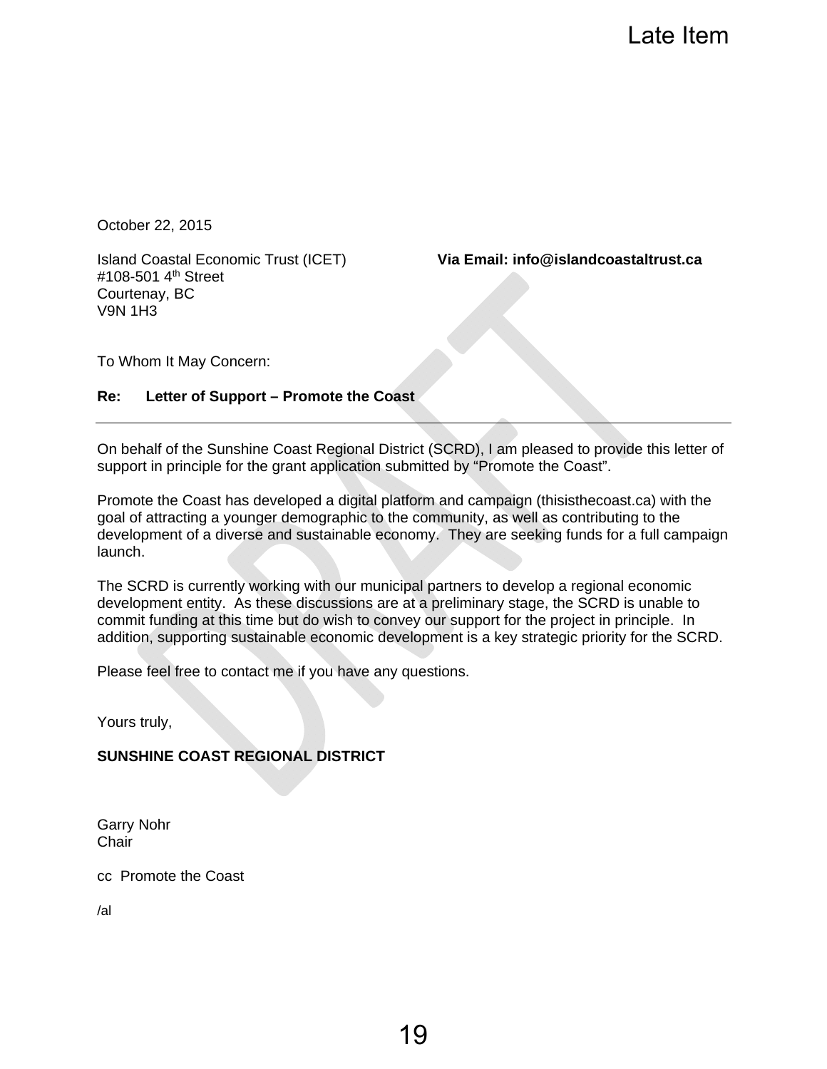Late Item

October 22, 2015

Island Coastal Economic Trust (ICET) **Via Email: info@islandcoastaltrust.ca**
#108-501 4th Street
Courtenay, BC
V9N 1H3

To Whom It May Concern:

**Re: Letter of Support – Promote the Coast**

---

On behalf of the Sunshine Coast Regional District (SCRD), I am pleased to provide this letter of support in principle for the grant application submitted by “Promote the Coast”.

Promote the Coast has developed a digital platform and campaign (thisisthecoast.ca) with the goal of attracting a younger demographic to the community, as well as contributing to the development of a diverse and sustainable economy. They are seeking funds for a full campaign launch.

The SCRD is currently working with our municipal partners to develop a regional economic development entity. As these discussions are at a preliminary stage, the SCRD is unable to commit funding at this time but do wish to convey our support for the project in principle. In addition, supporting sustainable economic development is a key strategic priority for the SCRD.

Please feel free to contact me if you have any questions.

Yours truly,

**SUNSHINE COAST REGIONAL DISTRICT**

Garry Nohr
Chair

cc Promote the Coast

/al

DRAFT